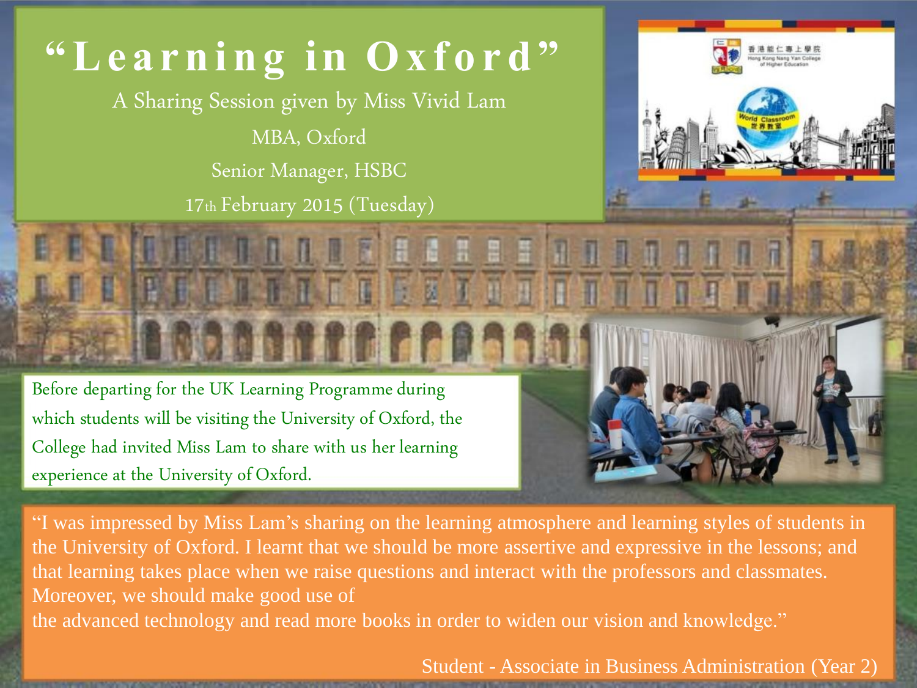# "Learning in Oxford"

A Sharing Session given by Miss Vivid Lam

MBA, Oxford

Senior Manager, HSBC

17th February 2015 (Tuesday)

香港能仁專上學院
Hong Kong Nang Yan College of Higher Education

World Classroom 世界教室

Before departing for the UK Learning Programme during which students will be visiting the University of Oxford, the College had invited Miss Lam to share with us her learning experience at the University of Oxford.

"I was impressed by Miss Lam's sharing on the learning atmosphere and learning styles of students in the University of Oxford. I learnt that we should be more assertive and expressive in the lessons; and that learning takes place when we raise questions and interact with the professors and classmates. Moreover, we should make good use of the advanced technology and read more books in order to widen our vision and knowledge."

Student - Associate in Business Administration (Year 2)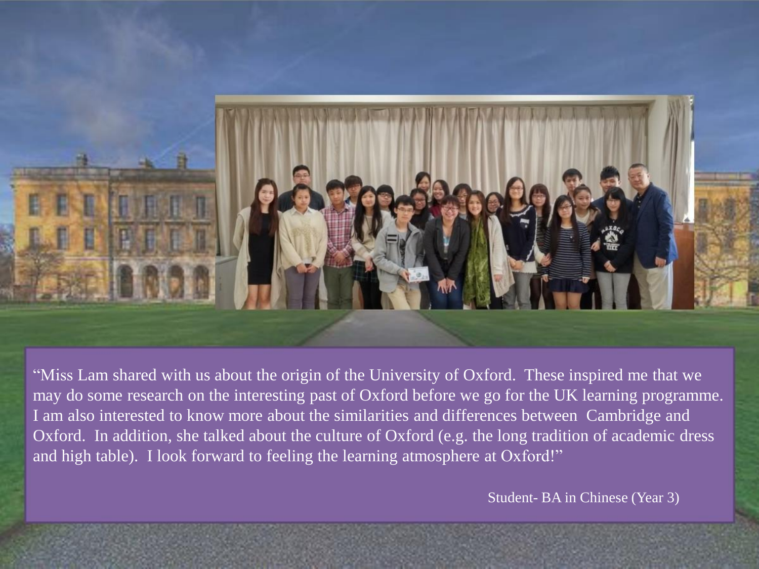"Miss Lam shared with us about the origin of the University of Oxford.  These inspired me that we may do some research on the interesting past of Oxford before we go for the UK learning programme. I am also interested to know more about the similarities and differences between  Cambridge and Oxford.  In addition, she talked about the culture of Oxford (e.g. the long tradition of academic dress and high table).  I look forward to feeling the learning atmosphere at Oxford!"

Student- BA in Chinese (Year 3)